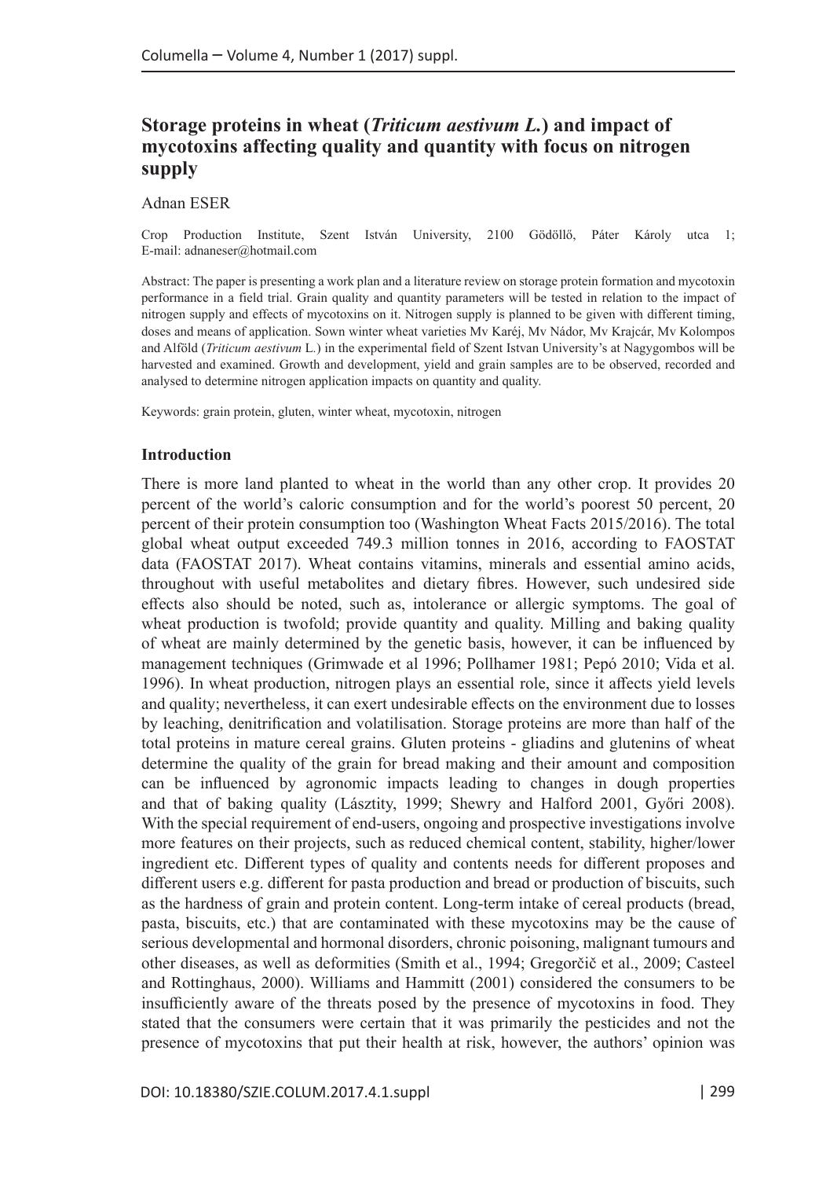# Storage proteins in wheat (*Triticum aestivum L.*) and impact of mycotoxins affecting quality and quantity with focus on nitrogen supply

Adnan ESER

Crop Production Institute, Szent István University, 2100 Gödöllő, Páter Károly utca 1; E-mail: adnaneser@hotmail.com

Abstract: The paper is presenting a work plan and a literature review on storage protein formation and mycotoxin performance in a field trial. Grain quality and quantity parameters will be tested in relation to the impact of nitrogen supply and effects of mycotoxins on it. Nitrogen supply is planned to be given with different timing, doses and means of application. Sown winter wheat varieties Mv Karéj, Mv Nádor, Mv Krajcár, Mv Kolompos and Alföld (*Triticum aestivum* L.) in the experimental field of Szent Istvan University's at Nagygombos will be harvested and examined. Growth and development, yield and grain samples are to be observed, recorded and analysed to determine nitrogen application impacts on quantity and quality.

Keywords: grain protein, gluten, winter wheat, mycotoxin, nitrogen

## Introduction

There is more land planted to wheat in the world than any other crop. It provides 20 percent of the world's caloric consumption and for the world's poorest 50 percent, 20 percent of their protein consumption too (Washington Wheat Facts 2015/2016). The total global wheat output exceeded 749.3 million tonnes in 2016, according to FAOSTAT data (FAOSTAT 2017). Wheat contains vitamins, minerals and essential amino acids, throughout with useful metabolites and dietary fibres. However, such undesired side effects also should be noted, such as, intolerance or allergic symptoms. The goal of wheat production is twofold; provide quantity and quality. Milling and baking quality of wheat are mainly determined by the genetic basis, however, it can be influenced by management techniques (Grimwade et al 1996; Pollhamer 1981; Pepó 2010; Vida et al. 1996). In wheat production, nitrogen plays an essential role, since it affects yield levels and quality; nevertheless, it can exert undesirable effects on the environment due to losses by leaching, denitrification and volatilisation. Storage proteins are more than half of the total proteins in mature cereal grains. Gluten proteins - gliadins and glutenins of wheat determine the quality of the grain for bread making and their amount and composition can be influenced by agronomic impacts leading to changes in dough properties and that of baking quality (Lásztity, 1999; Shewry and Halford 2001, Győri 2008). With the special requirement of end-users, ongoing and prospective investigations involve more features on their projects, such as reduced chemical content, stability, higher/lower ingredient etc. Different types of quality and contents needs for different proposes and different users e.g. different for pasta production and bread or production of biscuits, such as the hardness of grain and protein content. Long-term intake of cereal products (bread, pasta, biscuits, etc.) that are contaminated with these mycotoxins may be the cause of serious developmental and hormonal disorders, chronic poisoning, malignant tumours and other diseases, as well as deformities (Smith et al., 1994; Gregorčič et al., 2009; Casteel and Rottinghaus, 2000). Williams and Hammitt (2001) considered the consumers to be insufficiently aware of the threats posed by the presence of mycotoxins in food. They stated that the consumers were certain that it was primarily the pesticides and not the presence of mycotoxins that put their health at risk, however, the authors' opinion was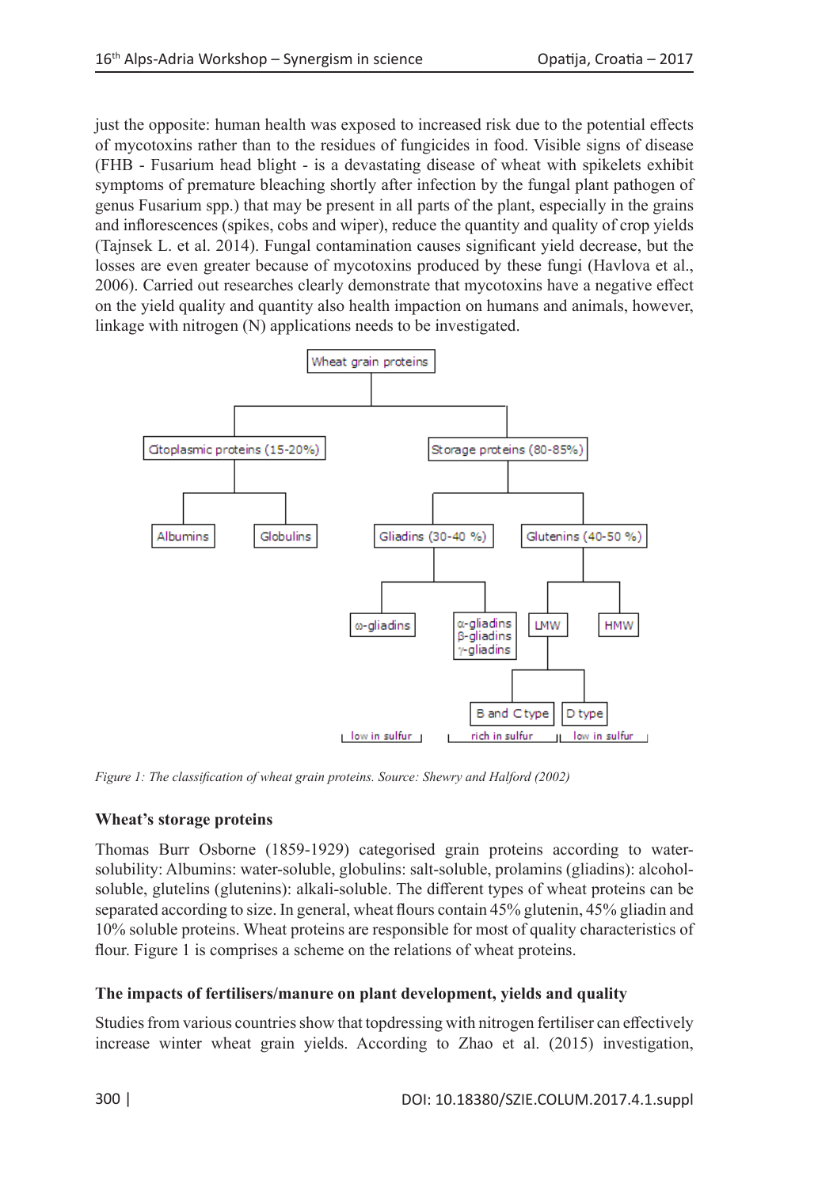just the opposite: human health was exposed to increased risk due to the potential effects of mycotoxins rather than to the residues of fungicides in food. Visible signs of disease (FHB - Fusarium head blight - is a devastating disease of wheat with spikelets exhibit symptoms of premature bleaching shortly after infection by the fungal plant pathogen of genus Fusarium spp.) that may be present in all parts of the plant, especially in the grains and inflorescences (spikes, cobs and wiper), reduce the quantity and quality of crop yields (Tajnsek L. et al. 2014). Fungal contamination causes significant yield decrease, but the losses are even greater because of mycotoxins produced by these fungi (Havlova et al., 2006). Carried out researches clearly demonstrate that mycotoxins have a negative effect on the yield quality and quantity also health impaction on humans and animals, however, linkage with nitrogen (N) applications needs to be investigated.

- Wheat grain proteins
  - Citoplasmic proteins (15-20%)
    - Albumins
    - Globulins
  - Storage proteins (80-85%)
    - Gliadins (30-40 %)
      - ω-gliadins — low in sulfur
      - α-gliadins, β-gliadins, γ-gliadins — rich in sulfur
    - Glutenins (40-50 %)
      - LMW
        - B and C type — rich in sulfur
        - D type — low in sulfur
      - HMW

*Figure 1: The classification of wheat grain proteins. Source: Shewry and Halford (2002)*

**Wheat's storage proteins**

Thomas Burr Osborne (1859-1929) categorised grain proteins according to water-solubility: Albumins: water-soluble, globulins: salt-soluble, prolamins (gliadins): alcohol-soluble, glutelins (glutenins): alkali-soluble. The different types of wheat proteins can be separated according to size. In general, wheat flours contain 45% glutenin, 45% gliadin and 10% soluble proteins. Wheat proteins are responsible for most of quality characteristics of flour. Figure 1 is comprises a scheme on the relations of wheat proteins.

**The impacts of fertilisers/manure on plant development, yields and quality**

Studies from various countries show that topdressing with nitrogen fertiliser can effectively increase winter wheat grain yields. According to Zhao et al. (2015) investigation,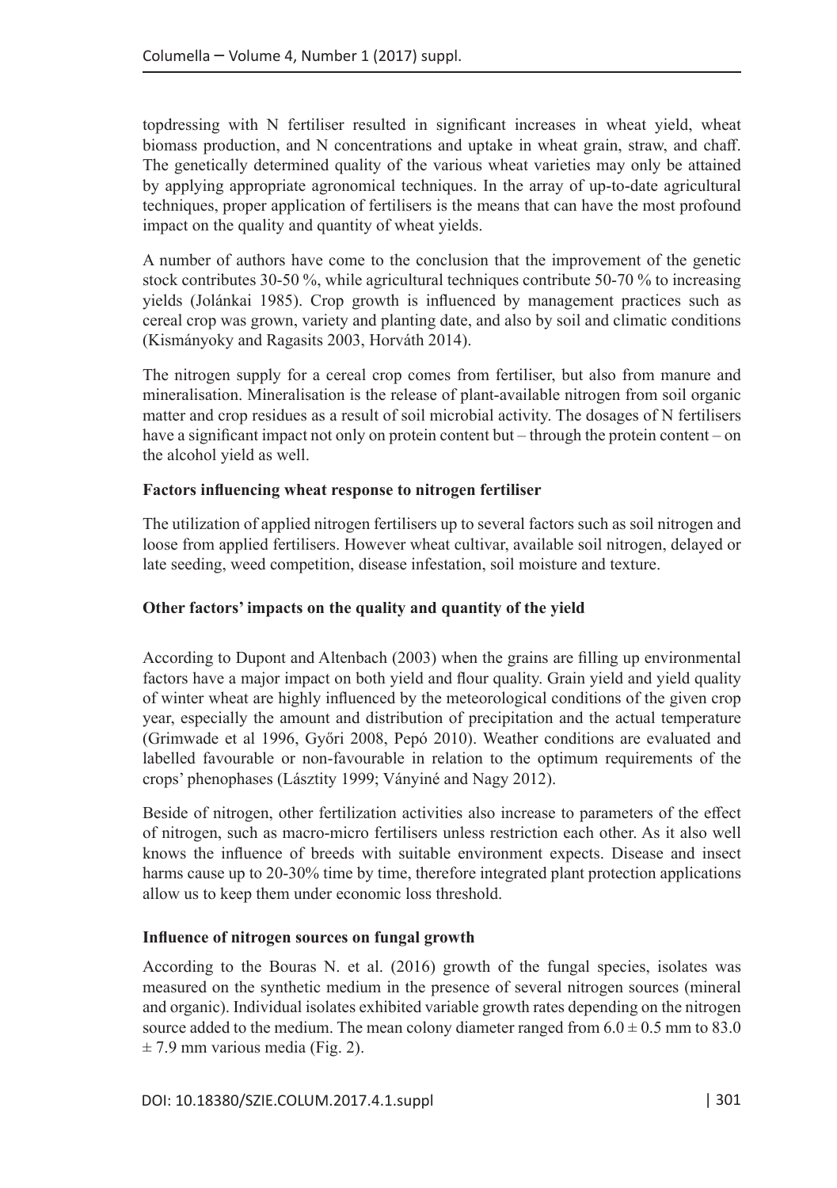topdressing with N fertiliser resulted in significant increases in wheat yield, wheat biomass production, and N concentrations and uptake in wheat grain, straw, and chaff. The genetically determined quality of the various wheat varieties may only be attained by applying appropriate agronomical techniques. In the array of up-to-date agricultural techniques, proper application of fertilisers is the means that can have the most profound impact on the quality and quantity of wheat yields.

A number of authors have come to the conclusion that the improvement of the genetic stock contributes 30-50 %, while agricultural techniques contribute 50-70 % to increasing yields (Jolánkai 1985). Crop growth is influenced by management practices such as cereal crop was grown, variety and planting date, and also by soil and climatic conditions (Kismányoky and Ragasits 2003, Horváth 2014).

The nitrogen supply for a cereal crop comes from fertiliser, but also from manure and mineralisation. Mineralisation is the release of plant-available nitrogen from soil organic matter and crop residues as a result of soil microbial activity. The dosages of N fertilisers have a significant impact not only on protein content but – through the protein content – on the alcohol yield as well.

**Factors influencing wheat response to nitrogen fertiliser**

The utilization of applied nitrogen fertilisers up to several factors such as soil nitrogen and loose from applied fertilisers. However wheat cultivar, available soil nitrogen, delayed or late seeding, weed competition, disease infestation, soil moisture and texture.

**Other factors' impacts on the quality and quantity of the yield**

According to Dupont and Altenbach (2003) when the grains are filling up environmental factors have a major impact on both yield and flour quality. Grain yield and yield quality of winter wheat are highly influenced by the meteorological conditions of the given crop year, especially the amount and distribution of precipitation and the actual temperature (Grimwade et al 1996, Győri 2008, Pepó 2010). Weather conditions are evaluated and labelled favourable or non-favourable in relation to the optimum requirements of the crops' phenophases (Lásztity 1999; Ványiné and Nagy 2012).

Beside of nitrogen, other fertilization activities also increase to parameters of the effect of nitrogen, such as macro-micro fertilisers unless restriction each other. As it also well knows the influence of breeds with suitable environment expects. Disease and insect harms cause up to 20-30% time by time, therefore integrated plant protection applications allow us to keep them under economic loss threshold.

**Influence of nitrogen sources on fungal growth**

According to the Bouras N. et al. (2016) growth of the fungal species, isolates was measured on the synthetic medium in the presence of several nitrogen sources (mineral and organic). Individual isolates exhibited variable growth rates depending on the nitrogen source added to the medium. The mean colony diameter ranged from $6.0 \pm 0.5$ mm to $83.0 \pm 7.9$ mm various media (Fig. 2).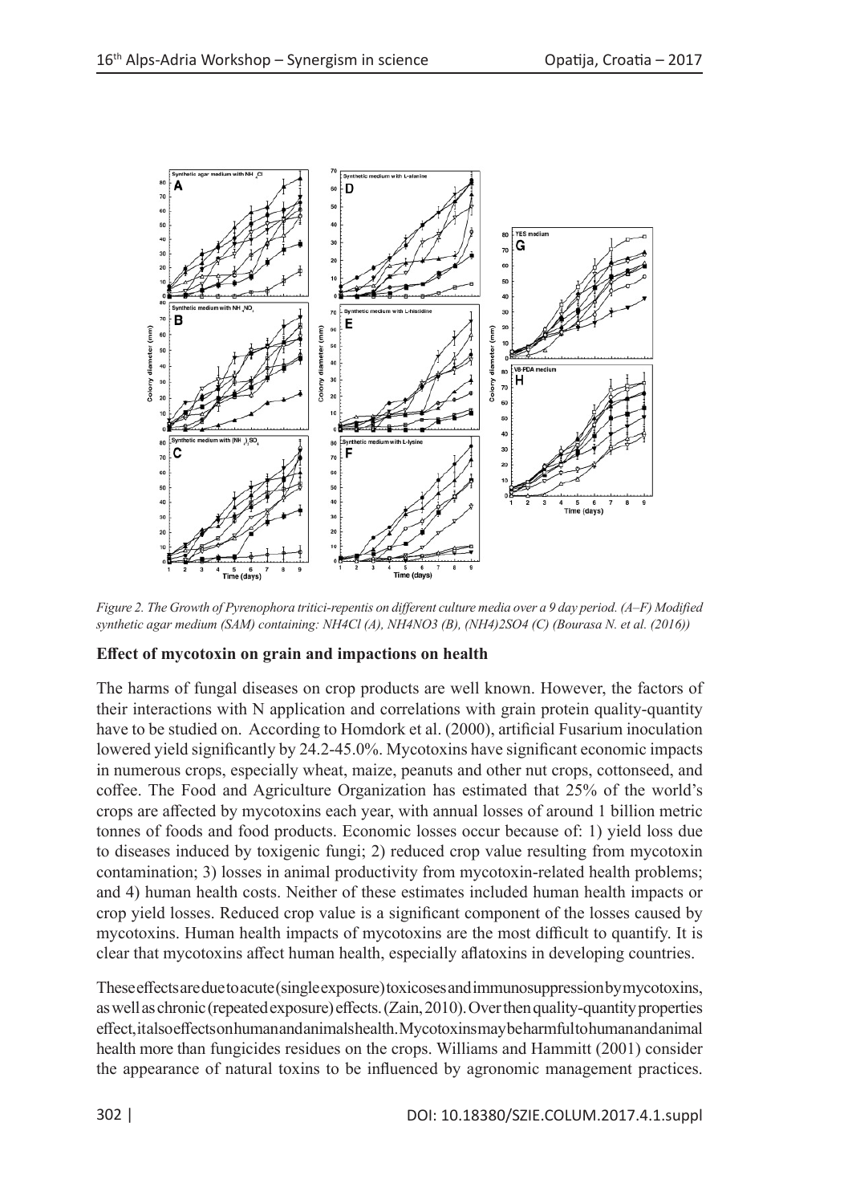*Figure 2. The Growth of Pyrenophora tritici-repentis on different culture media over a 9 day period. (A–F) Modified synthetic agar medium (SAM) containing: NH4Cl (A), NH4NO3 (B), (NH4)2SO4 (C) (Bourasa N. et al. (2016))*

**Effect of mycotoxin on grain and impactions on health**

The harms of fungal diseases on crop products are well known. However, the factors of their interactions with N application and correlations with grain protein quality-quantity have to be studied on. According to Homdork et al. (2000), artificial Fusarium inoculation lowered yield significantly by 24.2-45.0%. Mycotoxins have significant economic impacts in numerous crops, especially wheat, maize, peanuts and other nut crops, cottonseed, and coffee. The Food and Agriculture Organization has estimated that 25% of the world's crops are affected by mycotoxins each year, with annual losses of around 1 billion metric tonnes of foods and food products. Economic losses occur because of: 1) yield loss due to diseases induced by toxigenic fungi; 2) reduced crop value resulting from mycotoxin contamination; 3) losses in animal productivity from mycotoxin-related health problems; and 4) human health costs. Neither of these estimates included human health impacts or crop yield losses. Reduced crop value is a significant component of the losses caused by mycotoxins. Human health impacts of mycotoxins are the most difficult to quantify. It is clear that mycotoxins affect human health, especially aflatoxins in developing countries.

These effects are due to acute (single exposure) toxicoses and immunosuppression by mycotoxins, as well as chronic (repeated exposure) effects. (Zain, 2010). Over then quality-quantity properties effect, it also effects on human and animals health. Mycotoxins may be harmful to human and animal health more than fungicides residues on the crops. Williams and Hammitt (2001) consider the appearance of natural toxins to be influenced by agronomic management practices.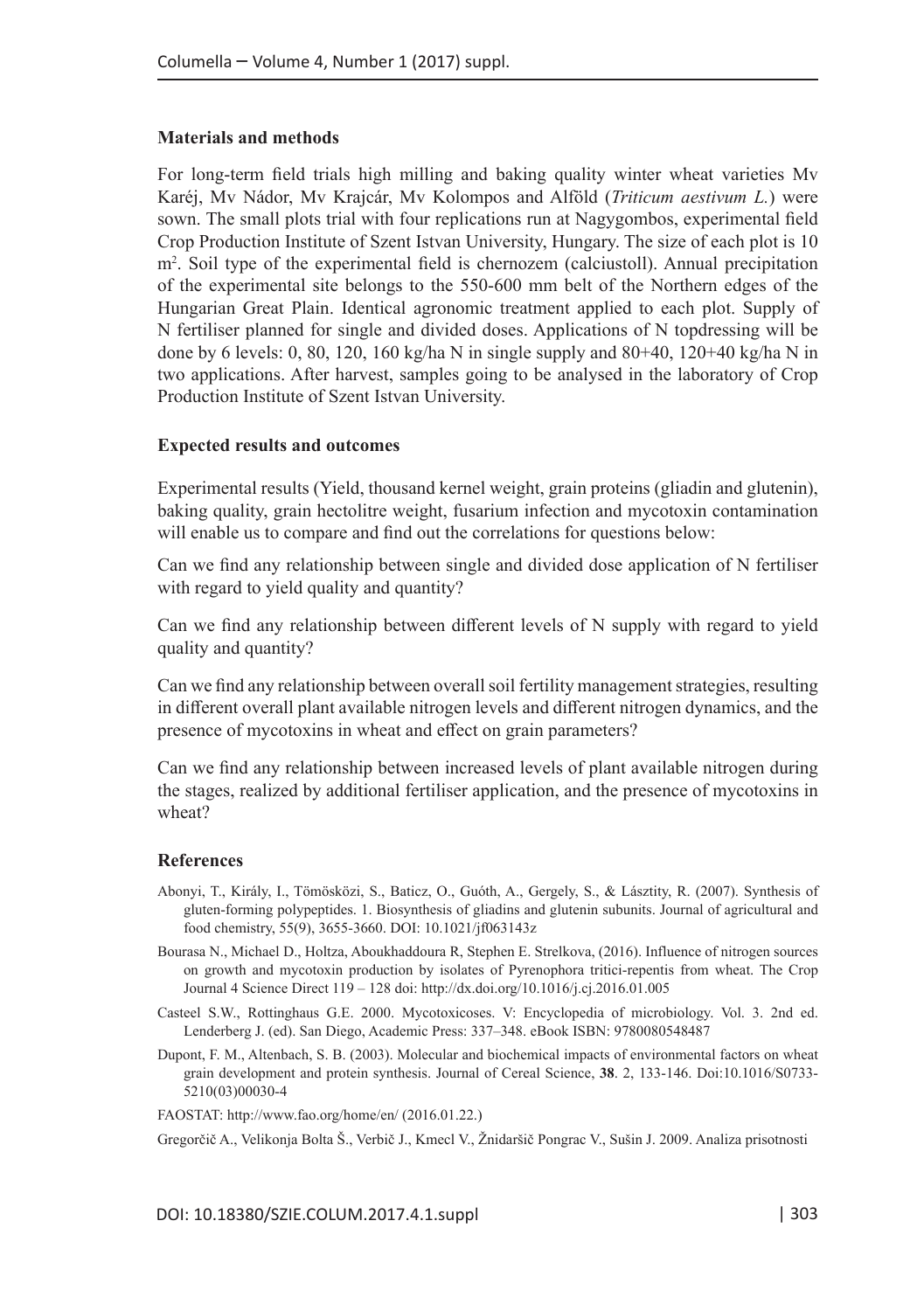### Materials and methods

For long-term field trials high milling and baking quality winter wheat varieties Mv Karéj, Mv Nádor, Mv Krajcár, Mv Kolompos and Alföld (*Triticum aestivum L.*) were sown. The small plots trial with four replications run at Nagygombos, experimental field Crop Production Institute of Szent Istvan University, Hungary. The size of each plot is 10 $m^2$. Soil type of the experimental field is chernozem (calciustoll). Annual precipitation of the experimental site belongs to the 550-600 mm belt of the Northern edges of the Hungarian Great Plain. Identical agronomic treatment applied to each plot. Supply of N fertiliser planned for single and divided doses. Applications of N topdressing will be done by 6 levels: 0, 80, 120, 160 kg/ha N in single supply and 80+40, 120+40 kg/ha N in two applications. After harvest, samples going to be analysed in the laboratory of Crop Production Institute of Szent Istvan University.

### Expected results and outcomes

Experimental results (Yield, thousand kernel weight, grain proteins (gliadin and glutenin), baking quality, grain hectolitre weight, fusarium infection and mycotoxin contamination will enable us to compare and find out the correlations for questions below:

Can we find any relationship between single and divided dose application of N fertiliser with regard to yield quality and quantity?

Can we find any relationship between different levels of N supply with regard to yield quality and quantity?

Can we find any relationship between overall soil fertility management strategies, resulting in different overall plant available nitrogen levels and different nitrogen dynamics, and the presence of mycotoxins in wheat and effect on grain parameters?

Can we find any relationship between increased levels of plant available nitrogen during the stages, realized by additional fertiliser application, and the presence of mycotoxins in wheat?

### References

Abonyi, T., Király, I., Tömösközi, S., Baticz, O., Guóth, A., Gergely, S., & Lásztity, R. (2007). Synthesis of gluten-forming polypeptides. 1. Biosynthesis of gliadins and glutenin subunits. Journal of agricultural and food chemistry, 55(9), 3655-3660. DOI: 10.1021/jf063143z

Bourasa N., Michael D., Holtza, Aboukhaddoura R, Stephen E. Strelkova, (2016). Influence of nitrogen sources on growth and mycotoxin production by isolates of Pyrenophora tritici-repentis from wheat. The Crop Journal 4 Science Direct 119 – 128 doi: http://dx.doi.org/10.1016/j.cj.2016.01.005

Casteel S.W., Rottinghaus G.E. 2000. Mycotoxicoses. V: Encyclopedia of microbiology. Vol. 3. 2nd ed. Lenderberg J. (ed). San Diego, Academic Press: 337–348. eBook ISBN: 9780080548487

Dupont, F. M., Altenbach, S. B. (2003). Molecular and biochemical impacts of environmental factors on wheat grain development and protein synthesis. Journal of Cereal Science, **38**. 2, 133-146. Doi:10.1016/S0733-5210(03)00030-4

FAOSTAT: http://www.fao.org/home/en/ (2016.01.22.)

Gregorčič A., Velikonja Bolta Š., Verbič J., Kmecl V., Žnidaršič Pongrac V., Sušin J. 2009. Analiza prisotnosti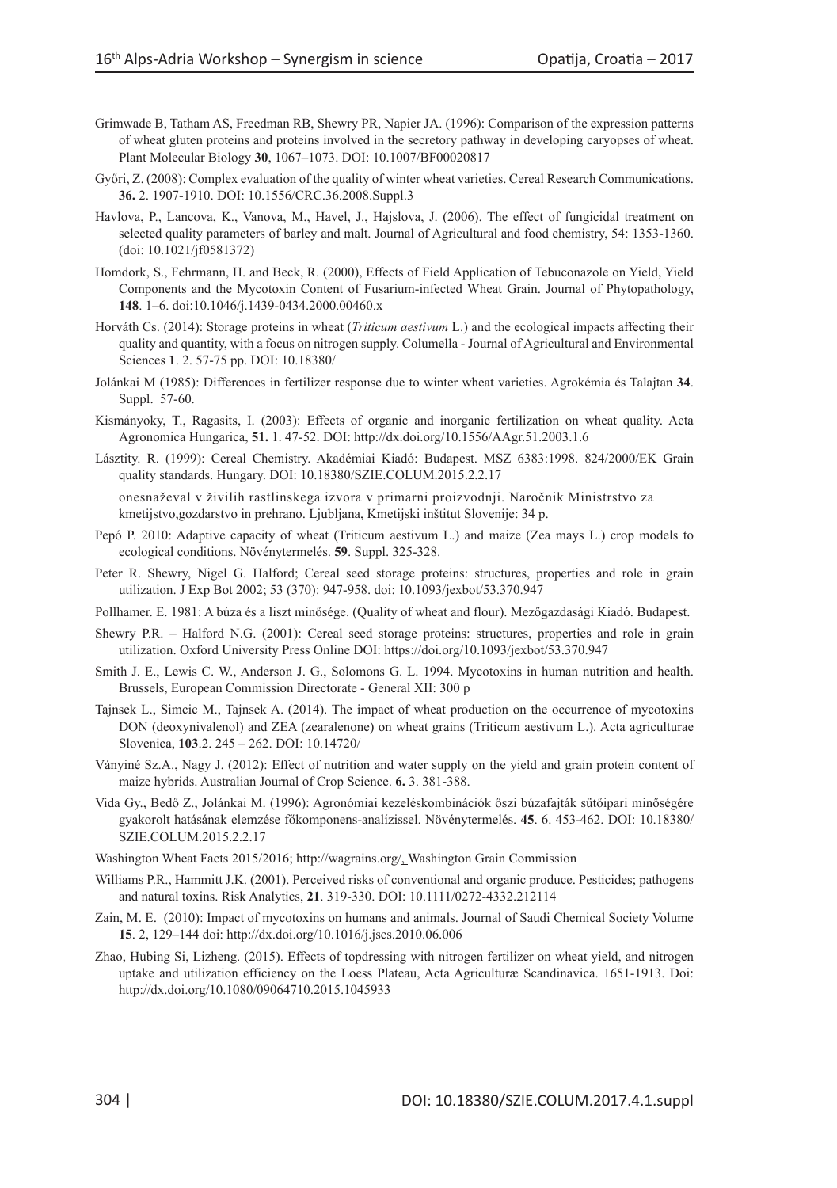Grimwade B, Tatham AS, Freedman RB, Shewry PR, Napier JA. (1996): Comparison of the expression patterns of wheat gluten proteins and proteins involved in the secretory pathway in developing caryopses of wheat. Plant Molecular Biology **30**, 1067–1073. DOI: 10.1007/BF00020817

Győri, Z. (2008): Complex evaluation of the quality of winter wheat varieties. Cereal Research Communications. **36.** 2. 1907-1910. DOI: 10.1556/CRC.36.2008.Suppl.3

Havlova, P., Lancova, K., Vanova, M., Havel, J., Hajslova, J. (2006). The effect of fungicidal treatment on selected quality parameters of barley and malt. Journal of Agricultural and food chemistry, 54: 1353-1360. (doi: 10.1021/jf0581372)

Homdork, S., Fehrmann, H. and Beck, R. (2000), Effects of Field Application of Tebuconazole on Yield, Yield Components and the Mycotoxin Content of Fusarium-infected Wheat Grain. Journal of Phytopathology, **148**. 1–6. doi:10.1046/j.1439-0434.2000.00460.x

Horváth Cs. (2014): Storage proteins in wheat (*Triticum aestivum* L.) and the ecological impacts affecting their quality and quantity, with a focus on nitrogen supply. Columella - Journal of Agricultural and Environmental Sciences **1**. 2. 57-75 pp. DOI: 10.18380/

Jolánkai M (1985): Differences in fertilizer response due to winter wheat varieties. Agrokémia és Talajtan **34**. Suppl. 57-60.

Kismányoky, T., Ragasits, I. (2003): Effects of organic and inorganic fertilization on wheat quality. Acta Agronomica Hungarica, **51.** 1. 47-52. DOI: http://dx.doi.org/10.1556/AAgr.51.2003.1.6

Lásztity. R. (1999): Cereal Chemistry. Akadémiai Kiadó: Budapest. MSZ 6383:1998. 824/2000/EK Grain quality standards. Hungary. DOI: 10.18380/SZIE.COLUM.2015.2.2.17

onesnaževal v živilih rastlinskega izvora v primarni proizvodnji. Naročnik Ministrstvo za kmetijstvo,gozdarstvo in prehrano. Ljubljana, Kmetijski inštitut Slovenije: 34 p.

Pepó P. 2010: Adaptive capacity of wheat (Triticum aestivum L.) and maize (Zea mays L.) crop models to ecological conditions. Növénytermelés. **59**. Suppl. 325-328.

Peter R. Shewry, Nigel G. Halford; Cereal seed storage proteins: structures, properties and role in grain utilization. J Exp Bot 2002; 53 (370): 947-958. doi: 10.1093/jexbot/53.370.947

Pollhamer. E. 1981: A búza és a liszt minősége. (Quality of wheat and flour). Mezőgazdasági Kiadó. Budapest.

Shewry P.R. – Halford N.G. (2001): Cereal seed storage proteins: structures, properties and role in grain utilization. Oxford University Press Online DOI: https://doi.org/10.1093/jexbot/53.370.947

Smith J. E., Lewis C. W., Anderson J. G., Solomons G. L. 1994. Mycotoxins in human nutrition and health. Brussels, European Commission Directorate - General XII: 300 p

Tajnsek L., Simcic M., Tajnsek A. (2014). The impact of wheat production on the occurrence of mycotoxins DON (deoxynivalenol) and ZEA (zearalenone) on wheat grains (Triticum aestivum L.). Acta agriculturae Slovenica, **103**.2. 245 – 262. DOI: 10.14720/

Ványiné Sz.A., Nagy J. (2012): Effect of nutrition and water supply on the yield and grain protein content of maize hybrids. Australian Journal of Crop Science. **6.** 3. 381-388.

Vida Gy., Bedő Z., Jolánkai M. (1996): Agronómiai kezeléskombinációk őszi búzafajták sütőipari minőségére gyakorolt hatásának elemzése főkomponens-analízissel. Növénytermelés. **45**. 6. 453-462. DOI: 10.18380/SZIE.COLUM.2015.2.2.17

Washington Wheat Facts 2015/2016; http://wagrains.org/, Washington Grain Commission

Williams P.R., Hammitt J.K. (2001). Perceived risks of conventional and organic produce. Pesticides; pathogens and natural toxins. Risk Analytics, **21**. 319-330. DOI: 10.1111/0272-4332.212114

Zain, M. E. (2010): Impact of mycotoxins on humans and animals. Journal of Saudi Chemical Society Volume **15**. 2, 129–144 doi: http://dx.doi.org/10.1016/j.jscs.2010.06.006

Zhao, Hubing Si, Lizheng. (2015). Effects of topdressing with nitrogen fertilizer on wheat yield, and nitrogen uptake and utilization efficiency on the Loess Plateau, Acta Agriculturæ Scandinavica. 1651-1913. Doi: http://dx.doi.org/10.1080/09064710.2015.1045933